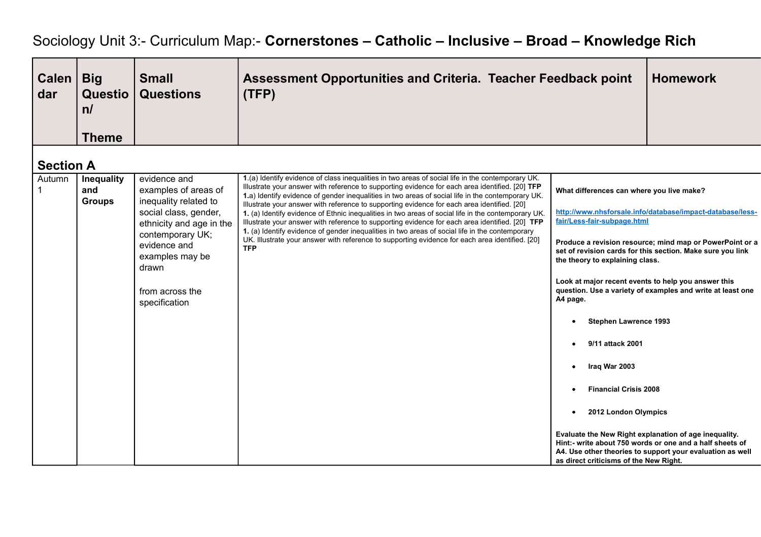# Sociology Unit 3:- Curriculum Map:- **Cornerstones – Catholic – Inclusive – Broad – Knowledge Rich**

| Calendar | Big Question/ Theme | Small Questions | Assessment Opportunities and Criteria. Teacher Feedback point (TFP) | Homework |
|---|---|---|---|---|
| **Section A** | | | | |
| Autumn 1 | **Inequality and Groups** | evidence and examples of areas of inequality related to social class, gender, ethnicity and age in the contemporary UK; evidence and examples may be drawn<br><br>from across the specification | **1**.(a) Identify evidence of class inequalities in two areas of social life in the contemporary UK. Illustrate your answer with reference to supporting evidence for each area identified. [20] **TFP**<br>**1.**a) Identify evidence of gender inequalities in two areas of social life in the contemporary UK. Illustrate your answer with reference to supporting evidence for each area identified. [20]<br>**1.** (a) Identify evidence of Ethnic inequalities in two areas of social life in the contemporary UK. Illustrate your answer with reference to supporting evidence for each area identified. [20] **TFP**<br>**1.** (a) Identify evidence of gender inequalities in two areas of social life in the contemporary UK. Illustrate your answer with reference to supporting evidence for each area identified. [20] **TFP** | **What differences can where you live make?**<br><br>**http://www.nhsforsale.info/database/impact-database/less-fair/Less-fair-subpage.html**<br><br>**Produce a revision resource; mind map or PowerPoint or a set of revision cards for this section. Make sure you link the theory to explaining class.**<br><br>**Look at major recent events to help you answer this question. Use a variety of examples and write at least one A4 page.**<br>• **Stephen Lawrence 1993**<br>• **9/11 attack 2001**<br>• **Iraq War 2003**<br>• **Financial Crisis 2008**<br>• **2012 London Olympics**<br><br>**Evaluate the New Right explanation of age inequality. Hint:- write about 750 words or one and a half sheets of A4. Use other theories to support your evaluation as well as direct criticisms of the New Right.** |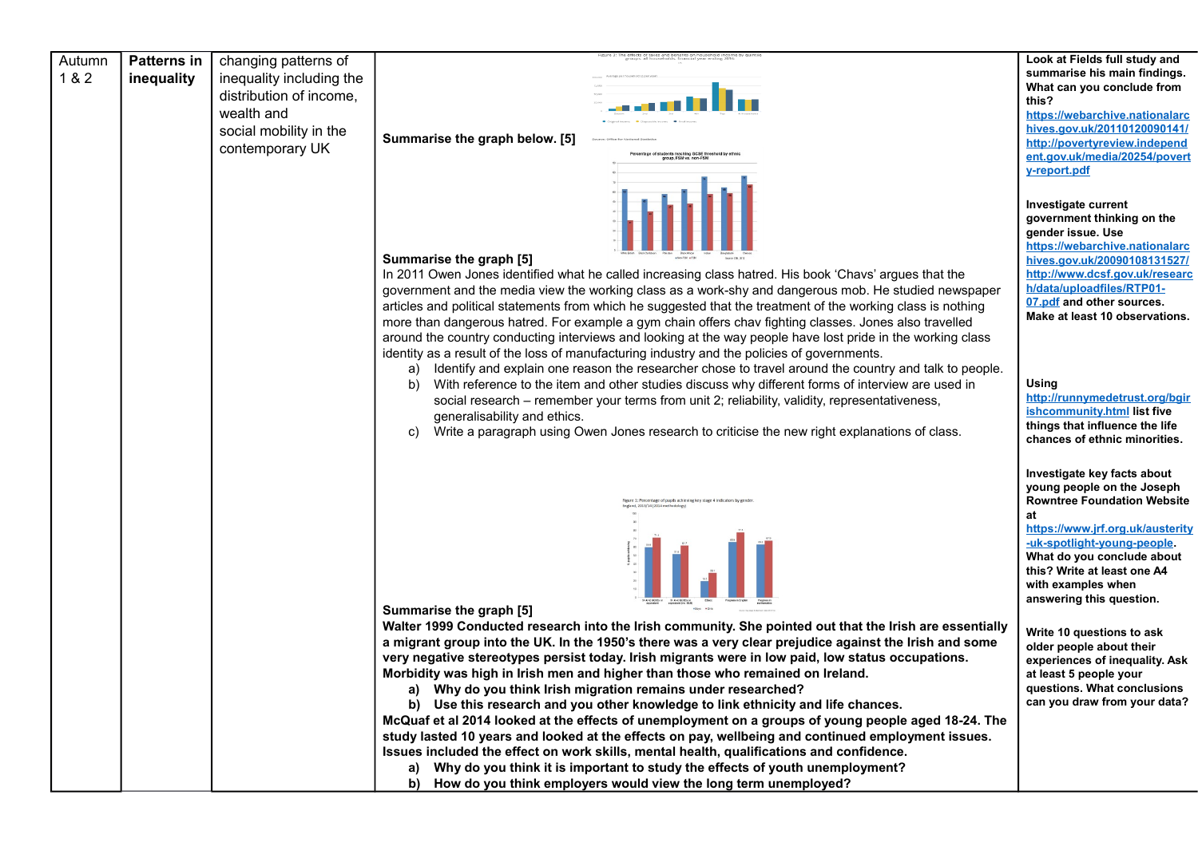| | | | | |
|---|---|---|---|---|
| Autumn 1 & 2 | **Patterns in inequality** | changing patterns of inequality including the distribution of income, wealth and social mobility in the contemporary UK | **Summarise the graph below. [5]**<br><br>**Summarise the graph [5]**<br>In 2011 Owen Jones identified what he called increasing class hatred. His book 'Chavs' argues that the government and the media view the working class as a work-shy and dangerous mob. He studied newspaper articles and political statements from which he suggested that the treatment of the working class is nothing more than dangerous hatred. For example a gym chain offers chav fighting classes. Jones also travelled around the country conducting interviews and looking at the way people have lost pride in the working class identity as a result of the loss of manufacturing industry and the policies of governments.<br>a) Identify and explain one reason the researcher chose to travel around the country and talk to people.<br>b) With reference to the item and other studies discuss why different forms of interview are used in social research – remember your terms from unit 2; reliability, validity, representativeness, generalisability and ethics.<br>c) Write a paragraph using Owen Jones research to criticise the new right explanations of class.<br><br>**Summarise the graph [5]**<br>**Walter 1999 Conducted research into the Irish community. She pointed out that the Irish are essentially a migrant group into the UK. In the 1950's there was a very clear prejudice against the Irish and some very negative stereotypes persist today. Irish migrants were in low paid, low status occupations. Morbidity was high in Irish men and higher than those who remained on Ireland.**<br>**a) Why do you think Irish migration remains under researched?**<br>**b) Use this research and you other knowledge to link ethnicity and life chances.**<br>**McQuaf et al 2014 looked at the effects of unemployment on a groups of young people aged 18-24. The study lasted 10 years and looked at the effects on pay, wellbeing and continued employment issues. Issues included the effect on work skills, mental health, qualifications and confidence.**<br>**a) Why do you think it is important to study the effects of youth unemployment?**<br>**b) How do you think employers would view the long term unemployed?** | **Look at Fields full study and summarise his main findings. What can you conclude from this?**<br>https://webarchive.nationalarchives.gov.uk/20110120090141/http://povertyreview.independent.gov.uk/media/20254/poverty-report.pdf<br><br>**Investigate current government thinking on the gender issue. Use** https://webarchive.nationalarchives.gov.uk/20090108131527/http://www.dcsf.gov.uk/research/data/uploadfiles/RTP01-07.pdf **and other sources. Make at least 10 observations.**<br><br>**Using** http://runnymedetrust.org/bgirishcommunity.html **list five things that influence the life chances of ethnic minorities.**<br><br>**Investigate key facts about young people on the Joseph Rowntree Foundation Website at** https://www.jrf.org.uk/austerity-uk-spotlight-young-people**. What do you conclude about this? Write at least one A4 with examples when answering this question.**<br><br>**Write 10 questions to ask older people about their experiences of inequality. Ask at least 5 people your questions. What conclusions can you draw from your data?** |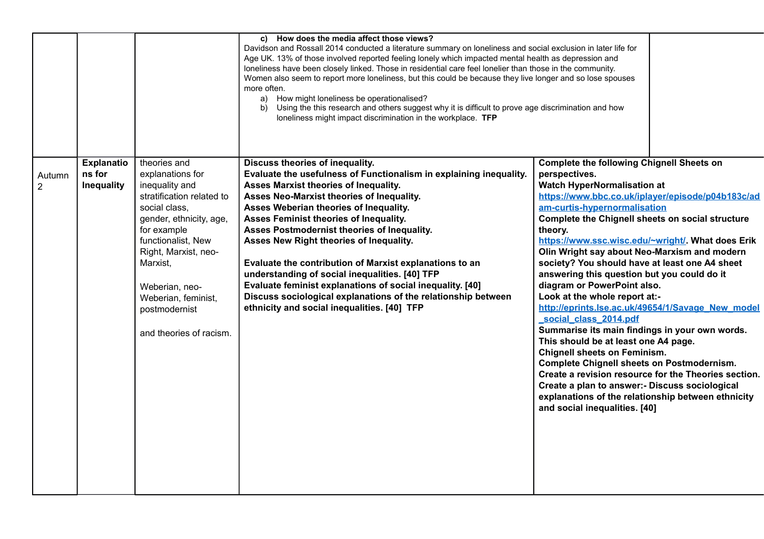| | | | | |
|---|---|---|---|---|
| | | | c) **How does the media affect those views?**<br>Davidson and Rossall 2014 conducted a literature summary on loneliness and social exclusion in later life for Age UK. 13% of those involved reported feeling lonely which impacted mental health as depression and loneliness have been closely linked. Those in residential care feel lonelier than those in the community. Women also seem to report more loneliness, but this could be because they live longer and so lose spouses more often.<br>a) How might loneliness be operationalised?<br>b) Using the this research and others suggest why it is difficult to prove age discrimination and how loneliness might impact discrimination in the workplace. **TFP** | |
| Autumn 2 | **Explanations for Inequality** | theories and explanations for inequality and stratification related to social class, gender, ethnicity, age, for example functionalist, New Right, Marxist, neo-Marxist,<br><br>Weberian, neo-Weberian, feminist, postmodernist<br><br>and theories of racism. | **Discuss theories of inequality.**<br>**Evaluate the usefulness of Functionalism in explaining inequality.**<br>**Asses Marxist theories of Inequality.**<br>**Asses Neo-Marxist theories of Inequality.**<br>**Asses Weberian theories of Inequality.**<br>**Asses Feminist theories of Inequality.**<br>**Asses Postmodernist theories of Inequality.**<br>**Asses New Right theories of Inequality.**<br><br>**Evaluate the contribution of Marxist explanations to an understanding of social inequalities. [40] TFP**<br>**Evaluate feminist explanations of social inequality. [40]**<br>**Discuss sociological explanations of the relationship between ethnicity and social inequalities. [40] TFP** | **Complete the following Chignell Sheets on perspectives.**<br>**Watch HyperNormalisation at** https://www.bbc.co.uk/iplayer/episode/p04b183c/adam-curtis-hypernormalisation<br>**Complete the Chignell sheets on social structure theory.**<br>https://www.ssc.wisc.edu/~wright/. **What does Erik Olin Wright say about Neo-Marxism and modern society? You should have at least one A4 sheet answering this question but you could do it diagram or PowerPoint also.**<br>**Look at the whole report at:-** http://eprints.lse.ac.uk/49654/1/Savage_New_model_social_class_2014.pdf<br>**Summarise its main findings in your own words. This should be at least one A4 page.**<br>**Chignell sheets on Feminism.**<br>**Complete Chignell sheets on Postmodernism.**<br>**Create a revision resource for the Theories section.**<br>**Create a plan to answer:- Discuss sociological explanations of the relationship between ethnicity and social inequalities. [40]** |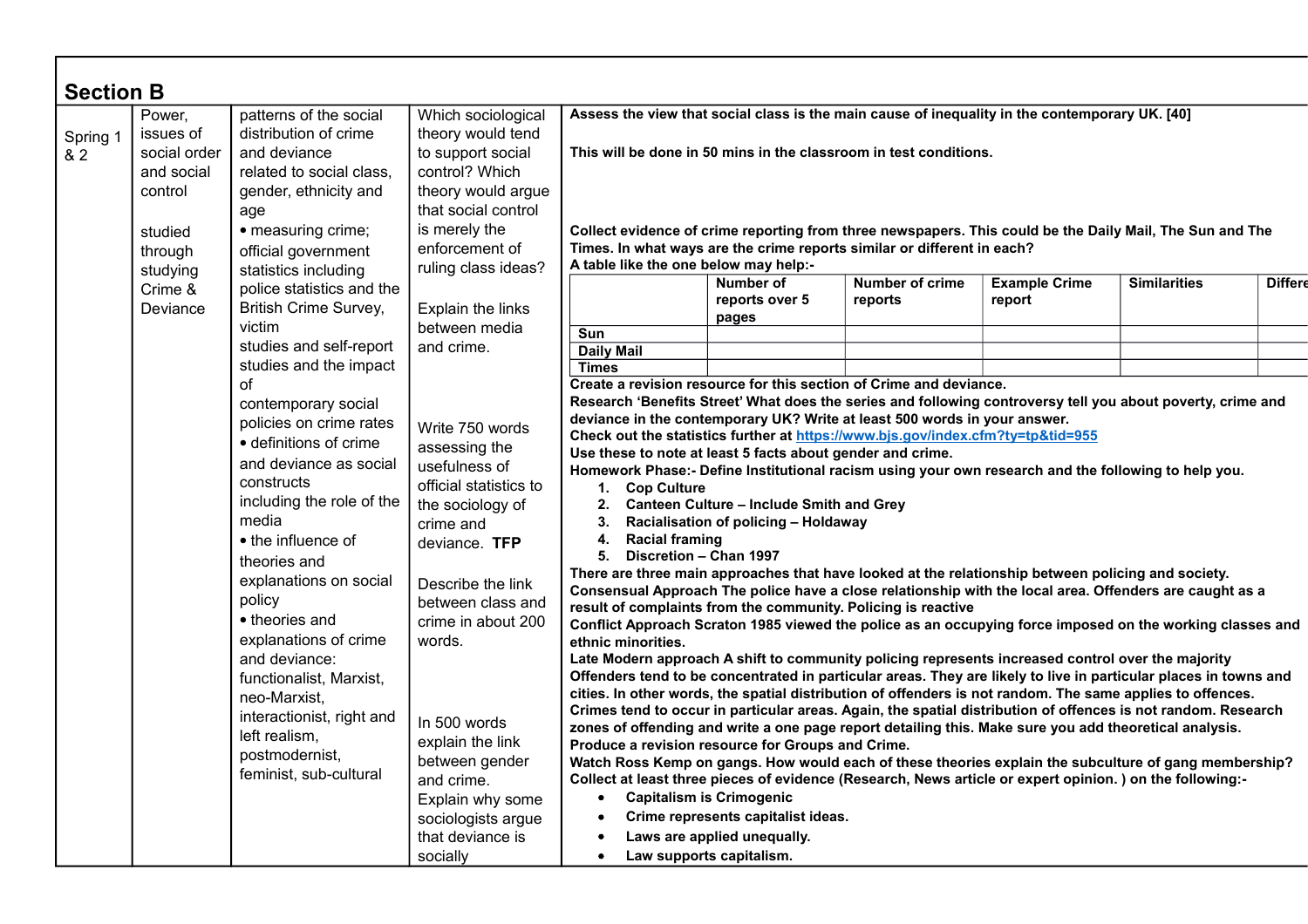## Section B

| | | | | |
|---|---|---|---|---|
| Spring 1 & 2 | Power, issues of social order and social control<br><br>studied through studying Crime & Deviance | patterns of the social distribution of crime and deviance related to social class, gender, ethnicity and age<br>• measuring crime; official government statistics including police statistics and the British Crime Survey, victim studies and self-report studies and the impact of contemporary social policies on crime rates<br>• definitions of crime and deviance as social constructs including the role of the media<br>• the influence of theories and explanations on social policy<br>• theories and explanations of crime and deviance: functionalist, Marxist, neo-Marxist, interactionist, right and left realism, postmodernist, feminist, sub-cultural | Which sociological theory would tend to support social control? Which theory would argue that social control is merely the enforcement of ruling class ideas?<br><br>Explain the links between media and crime.<br><br>Write 750 words assessing the usefulness of official statistics to the sociology of crime and deviance. **TFP**<br><br>Describe the link between class and crime in about 200 words.<br><br>In 500 words explain the link between gender and crime.<br>Explain why some sociologists argue that deviance is socially | **Assess the view that social class is the main cause of inequality in the contemporary UK. [40]**<br><br>**This will be done in 50 mins in the classroom in test conditions.**<br><br>**Collect evidence of crime reporting from three newspapers. This could be the Daily Mail, The Sun and The Times. In what ways are the crime reports similar or different in each?**<br>**A table like the one below may help:-**<br>(see table below)<br>**Create a revision resource for this section of Crime and deviance.**<br>**Research 'Benefits Street' What does the series and following controversy tell you about poverty, crime and deviance in the contemporary UK? Write at least 500 words in your answer.**<br>**Check out the statistics further at [https://www.bjs.gov/index.cfm?ty=tp&tid=955](https://www.bjs.gov/index.cfm?ty=tp&tid=955)**<br>**Use these to note at least 5 facts about gender and crime.**<br>**Homework Phase:- Define Institutional racism using your own research and the following to help you.**<br>1. **Cop Culture**<br>2. **Canteen Culture – Include Smith and Grey**<br>3. **Racialisation of policing – Holdaway**<br>4. **Racial framing**<br>5. **Discretion – Chan 1997**<br>**There are three main approaches that have looked at the relationship between policing and society.**<br>**Consensual Approach The police have a close relationship with the local area. Offenders are caught as a result of complaints from the community. Policing is reactive**<br>**Conflict Approach Scraton 1985 viewed the police as an occupying force imposed on the working classes and ethnic minorities.**<br>**Late Modern approach A shift to community policing represents increased control over the majority**<br>**Offenders tend to be concentrated in particular areas. They are likely to live in particular places in towns and cities. In other words, the spatial distribution of offenders is not random. The same applies to offences. Crimes tend to occur in particular areas. Again, the spatial distribution of offences is not random. Research zones of offending and write a one page report detailing this. Make sure you add theoretical analysis.**<br>**Produce a revision resource for Groups and Crime.**<br>**Watch Ross Kemp on gangs. How would each of these theories explain the subculture of gang membership?**<br>**Collect at least three pieces of evidence (Research, News article or expert opinion. ) on the following:-**<br>• **Capitalism is Crimogenic**<br>• **Crime represents capitalist ideas.**<br>• **Laws are applied unequally.**<br>• **Law supports capitalism.** |

| | Number of reports over 5 pages | Number of crime reports | Example Crime report | Similarities | Differe |
|---|---|---|---|---|---|
| **Sun** | | | | | |
| **Daily Mail** | | | | | |
| **Times** | | | | | |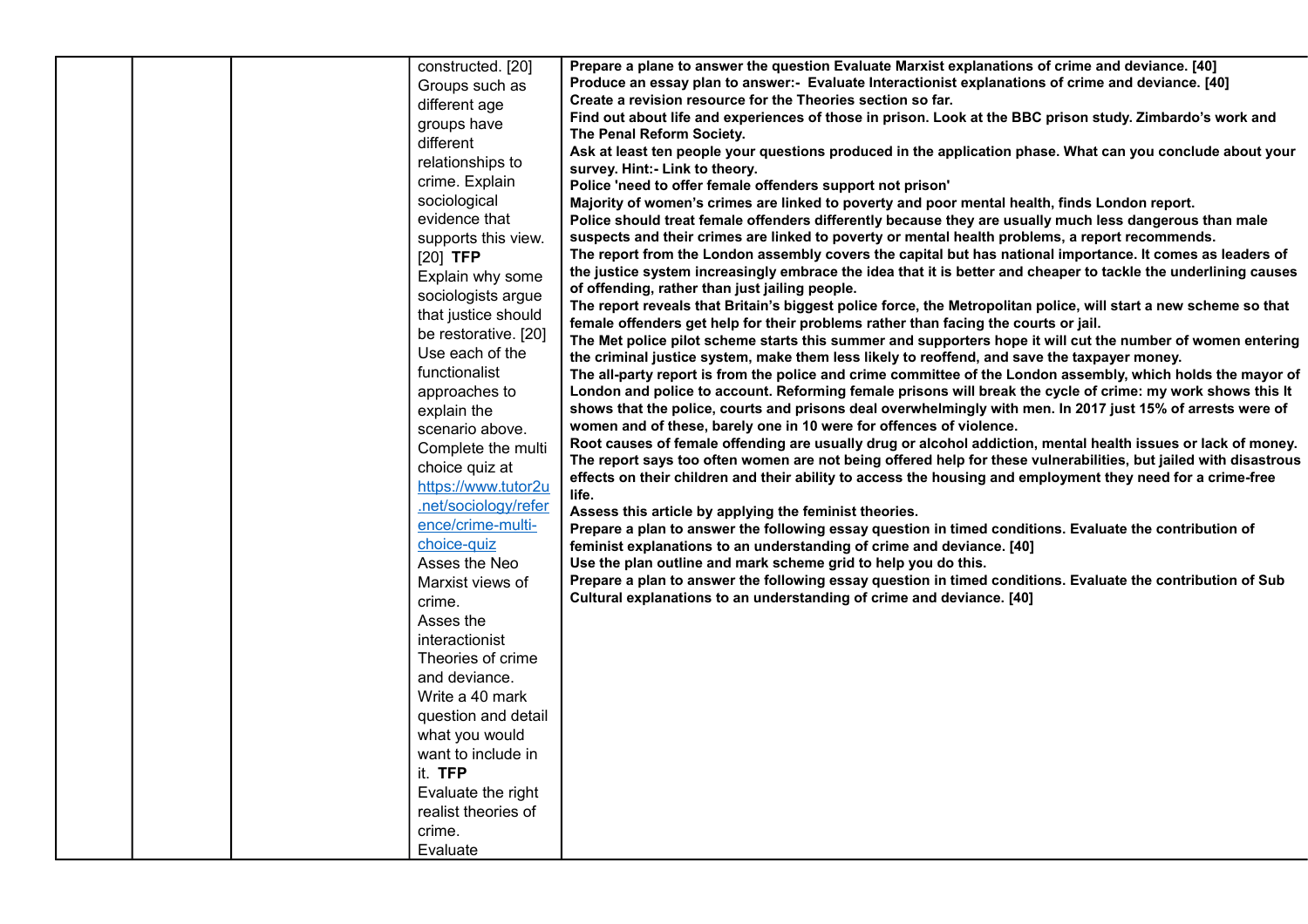|  |  |  | constructed. [20]<br>Groups such as different age groups have different relationships to crime. Explain sociological evidence that supports this view. [20] **TFP**<br>Explain why some sociologists argue that justice should be restorative. [20]<br>Use each of the functionalist approaches to explain the scenario above.<br>Complete the multi choice quiz at [https://www.tutor2u.net/sociology/reference/crime-multi-choice-quiz](https://www.tutor2u.net/sociology/reference/crime-multi-choice-quiz)<br>Asses the Neo Marxist views of crime.<br>Asses the interactionist Theories of crime and deviance.<br>Write a 40 mark question and detail what you would want to include in it. **TFP**<br>Evaluate the right realist theories of crime.<br>Evaluate | **Prepare a plane to answer the question Evaluate Marxist explanations of crime and deviance. [40]**<br>**Produce an essay plan to answer:- Evaluate Interactionist explanations of crime and deviance. [40]**<br>**Create a revision resource for the Theories section so far.**<br>**Find out about life and experiences of those in prison. Look at the BBC prison study. Zimbardo's work and The Penal Reform Society.**<br>**Ask at least ten people your questions produced in the application phase. What can you conclude about your survey. Hint:- Link to theory.**<br>**Police 'need to offer female offenders support not prison'**<br>**Majority of women's crimes are linked to poverty and poor mental health, finds London report.**<br>**Police should treat female offenders differently because they are usually much less dangerous than male suspects and their crimes are linked to poverty or mental health problems, a report recommends.**<br>**The report from the London assembly covers the capital but has national importance. It comes as leaders of the justice system increasingly embrace the idea that it is better and cheaper to tackle the underlining causes of offending, rather than just jailing people.**<br>**The report reveals that Britain's biggest police force, the Metropolitan police, will start a new scheme so that female offenders get help for their problems rather than facing the courts or jail.**<br>**The Met police pilot scheme starts this summer and supporters hope it will cut the number of women entering the criminal justice system, make them less likely to reoffend, and save the taxpayer money.**<br>**The all-party report is from the police and crime committee of the London assembly, which holds the mayor of London and police to account. Reforming female prisons will break the cycle of crime: my work shows this It shows that the police, courts and prisons deal overwhelmingly with men. In 2017 just 15% of arrests were of women and of these, barely one in 10 were for offences of violence.**<br>**Root causes of female offending are usually drug or alcohol addiction, mental health issues or lack of money. The report says too often women are not being offered help for these vulnerabilities, but jailed with disastrous effects on their children and their ability to access the housing and employment they need for a crime-free life.**<br>**Assess this article by applying the feminist theories.**<br>**Prepare a plan to answer the following essay question in timed conditions. Evaluate the contribution of feminist explanations to an understanding of crime and deviance. [40]**<br>**Use the plan outline and mark scheme grid to help you do this.**<br>**Prepare a plan to answer the following essay question in timed conditions. Evaluate the contribution of Sub Cultural explanations to an understanding of crime and deviance. [40]** |
|---|---|---|---|---|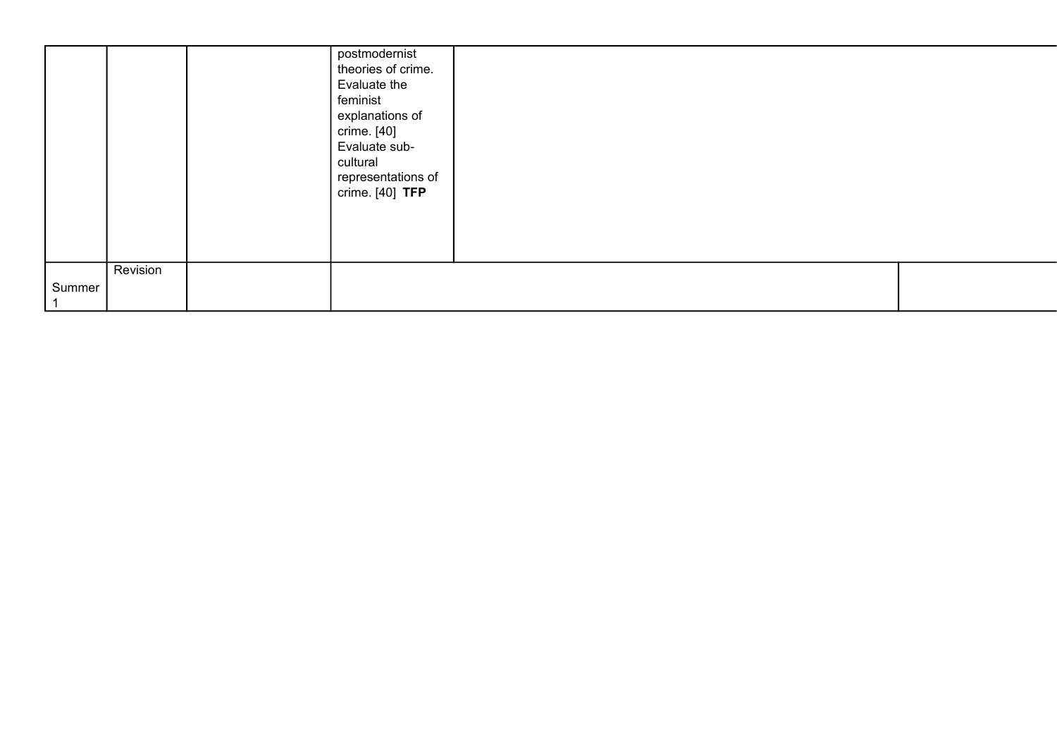| | | | | | |
|---|---|---|---|---|---|
| | | | postmodernist theories of crime. Evaluate the feminist explanations of crime. [40] Evaluate sub-cultural representations of crime. [40] **TFP** | | |
| Summer 1 | Revision | | | | |